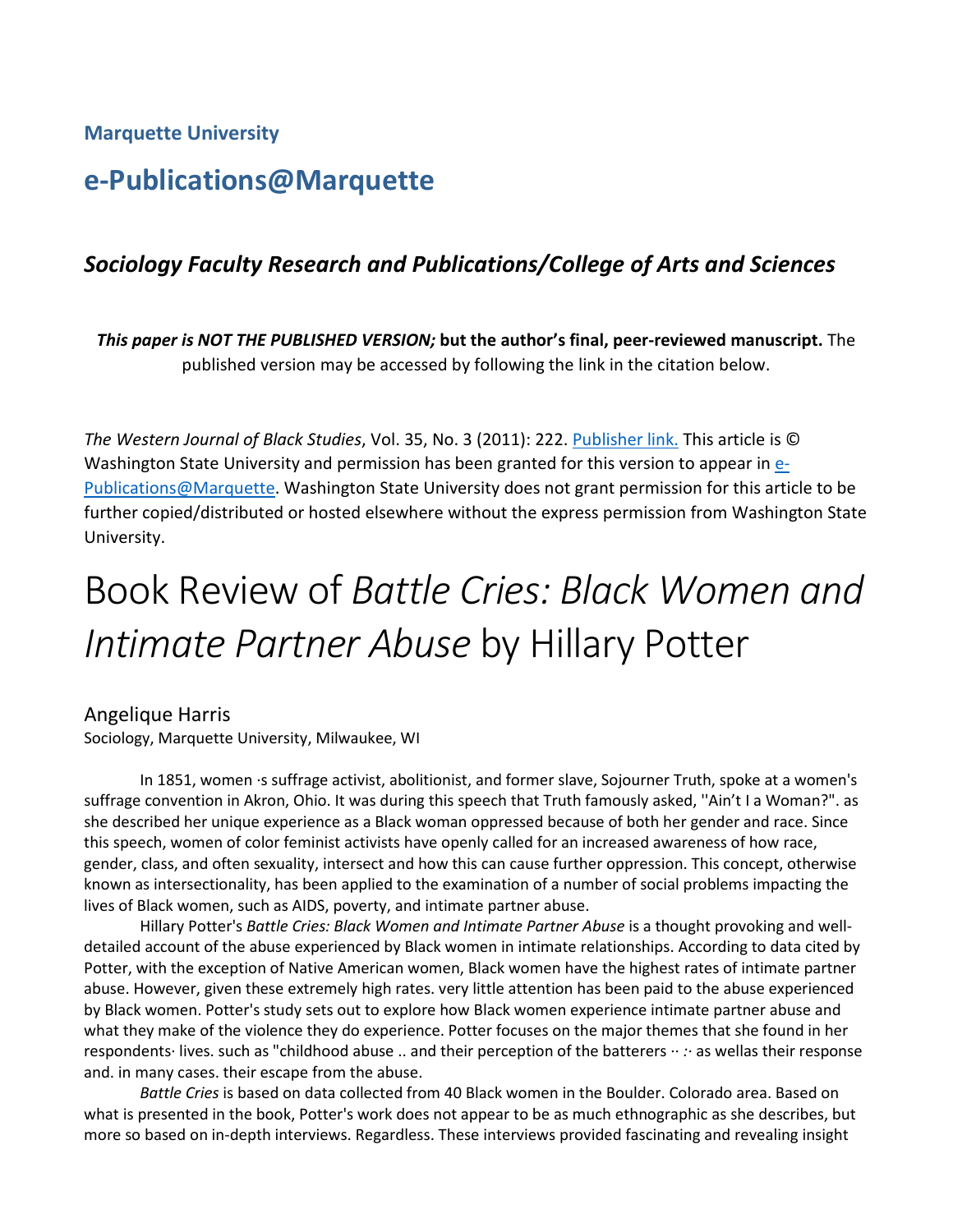**Marquette University**

## e-Publications@Marquette

### *Sociology Faculty Research and Publications/College of Arts and Sciences*

***This paper is NOT THE PUBLISHED VERSION;* but the author's final, peer-reviewed manuscript.** The published version may be accessed by following the link in the citation below.

*The Western Journal of Black Studies*, Vol. 35, No. 3 (2011): 222. Publisher link. This article is © Washington State University and permission has been granted for this version to appear in e-Publications@Marquette. Washington State University does not grant permission for this article to be further copied/distributed or hosted elsewhere without the express permission from Washington State University.

# Book Review of *Battle Cries: Black Women and Intimate Partner Abuse* by Hillary Potter

Angelique Harris
Sociology, Marquette University, Milwaukee, WI

In 1851, women ·s suffrage activist, abolitionist, and former slave, Sojourner Truth, spoke at a women's suffrage convention in Akron, Ohio. It was during this speech that Truth famously asked, ''Ain't I a Woman?". as she described her unique experience as a Black woman oppressed because of both her gender and race. Since this speech, women of color feminist activists have openly called for an increased awareness of how race, gender, class, and often sexuality, intersect and how this can cause further oppression. This concept, otherwise known as intersectionality, has been applied to the examination of a number of social problems impacting the lives of Black women, such as AIDS, poverty, and intimate partner abuse.

Hillary Potter's *Battle Cries: Black Women and Intimate Partner Abuse* is a thought provoking and well-detailed account of the abuse experienced by Black women in intimate relationships. According to data cited by Potter, with the exception of Native American women, Black women have the highest rates of intimate partner abuse. However, given these extremely high rates. very little attention has been paid to the abuse experienced by Black women. Potter's study sets out to explore how Black women experience intimate partner abuse and what they make of the violence they do experience. Potter focuses on the major themes that she found in her respondents· lives. such as "childhood abuse .. and their perception of the batterers ·· :· as wellas their response and. in many cases. their escape from the abuse.

*Battle Cries* is based on data collected from 40 Black women in the Boulder. Colorado area. Based on what is presented in the book, Potter's work does not appear to be as much ethnographic as she describes, but more so based on in-depth interviews. Regardless. These interviews provided fascinating and revealing insight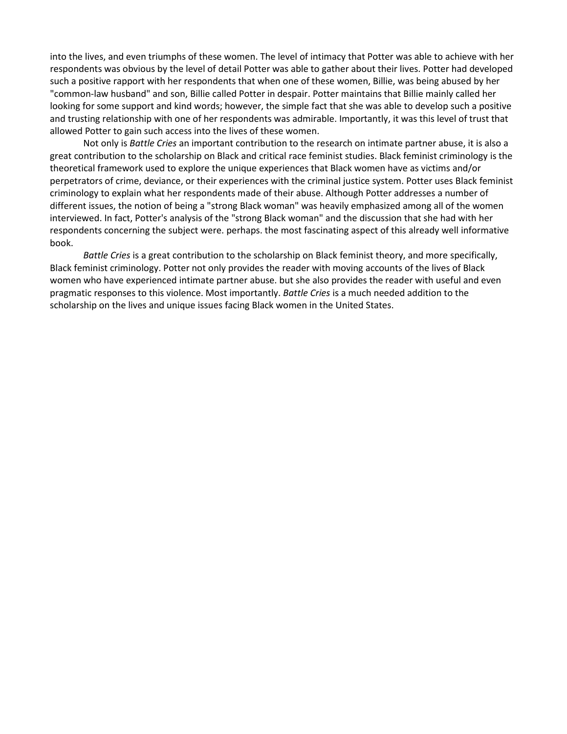into the lives, and even triumphs of these women. The level of intimacy that Potter was able to achieve with her respondents was obvious by the level of detail Potter was able to gather about their lives. Potter had developed such a positive rapport with her respondents that when one of these women, Billie, was being abused by her "common-law husband" and son, Billie called Potter in despair. Potter maintains that Billie mainly called her looking for some support and kind words; however, the simple fact that she was able to develop such a positive and trusting relationship with one of her respondents was admirable. Importantly, it was this level of trust that allowed Potter to gain such access into the lives of these women.

Not only is *Battle Cries* an important contribution to the research on intimate partner abuse, it is also a great contribution to the scholarship on Black and critical race feminist studies. Black feminist criminology is the theoretical framework used to explore the unique experiences that Black women have as victims and/or perpetrators of crime, deviance, or their experiences with the criminal justice system. Potter uses Black feminist criminology to explain what her respondents made of their abuse. Although Potter addresses a number of different issues, the notion of being a "strong Black woman" was heavily emphasized among all of the women interviewed. In fact, Potter's analysis of the "strong Black woman" and the discussion that she had with her respondents concerning the subject were. perhaps. the most fascinating aspect of this already well informative book.

*Battle Cries* is a great contribution to the scholarship on Black feminist theory, and more specifically, Black feminist criminology. Potter not only provides the reader with moving accounts of the lives of Black women who have experienced intimate partner abuse. but she also provides the reader with useful and even pragmatic responses to this violence. Most importantly. *Battle Cries* is a much needed addition to the scholarship on the lives and unique issues facing Black women in the United States.